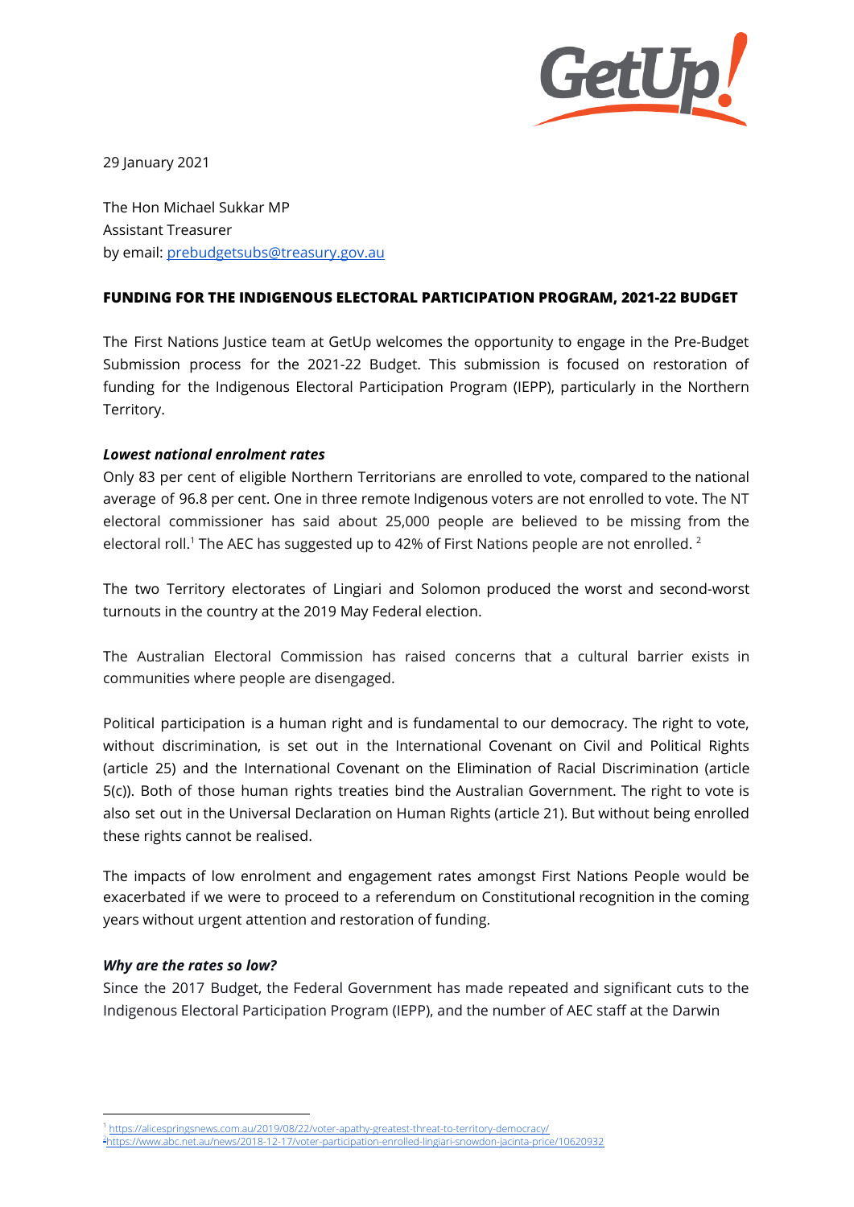29 January 2021

The Hon Michael Sukkar MP
Assistant Treasurer
by email: prebudgetsubs@treasury.gov.au

**FUNDING FOR THE INDIGENOUS ELECTORAL PARTICIPATION PROGRAM, 2021-22 BUDGET**

The First Nations Justice team at GetUp welcomes the opportunity to engage in the Pre-Budget Submission process for the 2021-22 Budget. This submission is focused on restoration of funding for the Indigenous Electoral Participation Program (IEPP), particularly in the Northern Territory.

***Lowest national enrolment rates***

Only 83 per cent of eligible Northern Territorians are enrolled to vote, compared to the national average of 96.8 per cent. One in three remote Indigenous voters are not enrolled to vote. The NT electoral commissioner has said about 25,000 people are believed to be missing from the electoral roll.[1] The AEC has suggested up to 42% of First Nations people are not enrolled. [2]

The two Territory electorates of Lingiari and Solomon produced the worst and second-worst turnouts in the country at the 2019 May Federal election.

The Australian Electoral Commission has raised concerns that a cultural barrier exists in communities where people are disengaged.

Political participation is a human right and is fundamental to our democracy. The right to vote, without discrimination, is set out in the International Covenant on Civil and Political Rights (article 25) and the International Covenant on the Elimination of Racial Discrimination (article 5(c)). Both of those human rights treaties bind the Australian Government. The right to vote is also set out in the Universal Declaration on Human Rights (article 21). But without being enrolled these rights cannot be realised.

The impacts of low enrolment and engagement rates amongst First Nations People would be exacerbated if we were to proceed to a referendum on Constitutional recognition in the coming years without urgent attention and restoration of funding.

***Why are the rates so low?***

Since the 2017 Budget, the Federal Government has made repeated and significant cuts to the Indigenous Electoral Participation Program (IEPP), and the number of AEC staff at the Darwin

---

[1] https://alicespringsnews.com.au/2019/08/22/voter-apathy-greatest-threat-to-territory-democracy/

[2] https://www.abc.net.au/news/2018-12-17/voter-participation-enrolled-lingiari-snowdon-jacinta-price/10620932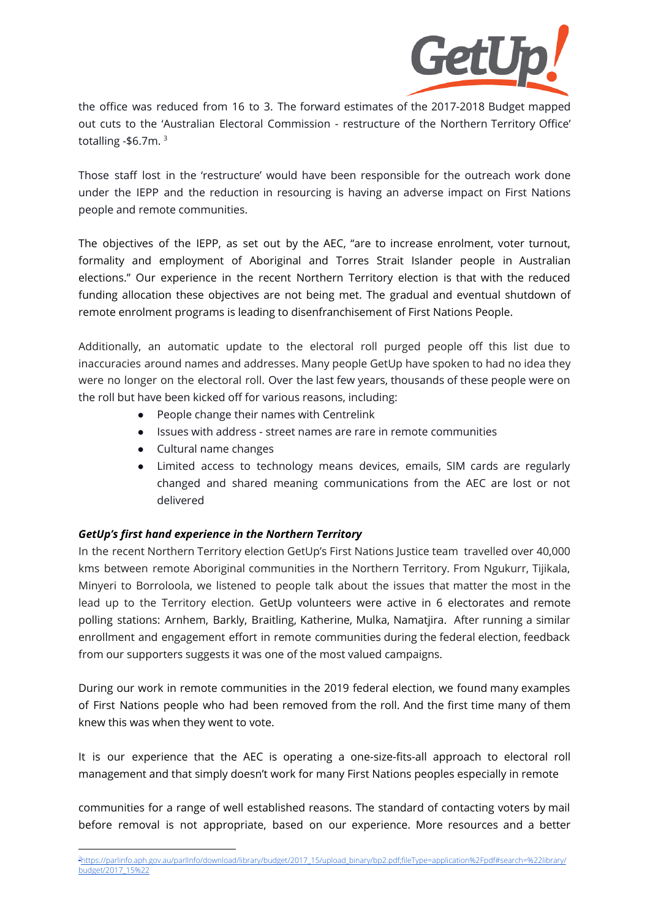the office was reduced from 16 to 3. The forward estimates of the 2017-2018 Budget mapped out cuts to the 'Australian Electoral Commission - restructure of the Northern Territory Office' totalling -$6.7m. [3]

Those staff lost in the 'restructure' would have been responsible for the outreach work done under the IEPP and the reduction in resourcing is having an adverse impact on First Nations people and remote communities.

The objectives of the IEPP, as set out by the AEC, "are to increase enrolment, voter turnout, formality and employment of Aboriginal and Torres Strait Islander people in Australian elections." Our experience in the recent Northern Territory election is that with the reduced funding allocation these objectives are not being met. The gradual and eventual shutdown of remote enrolment programs is leading to disenfranchisement of First Nations People.

Additionally, an automatic update to the electoral roll purged people off this list due to inaccuracies around names and addresses. Many people GetUp have spoken to had no idea they were no longer on the electoral roll. Over the last few years, thousands of these people were on the roll but have been kicked off for various reasons, including:

- People change their names with Centrelink
- Issues with address - street names are rare in remote communities
- Cultural name changes
- Limited access to technology means devices, emails, SIM cards are regularly changed and shared meaning communications from the AEC are lost or not delivered

***GetUp's first hand experience in the Northern Territory***

In the recent Northern Territory election GetUp's First Nations Justice team travelled over 40,000 kms between remote Aboriginal communities in the Northern Territory. From Ngukurr, Tijikala, Minyeri to Borroloola, we listened to people talk about the issues that matter the most in the lead up to the Territory election. GetUp volunteers were active in 6 electorates and remote polling stations: Arnhem, Barkly, Braitling, Katherine, Mulka, Namatjira. After running a similar enrollment and engagement effort in remote communities during the federal election, feedback from our supporters suggests it was one of the most valued campaigns.

During our work in remote communities in the 2019 federal election, we found many examples of First Nations people who had been removed from the roll. And the first time many of them knew this was when they went to vote.

It is our experience that the AEC is operating a one-size-fits-all approach to electoral roll management and that simply doesn't work for many First Nations peoples especially in remote communities for a range of well established reasons. The standard of contacting voters by mail before removal is not appropriate, based on our experience. More resources and a better

[3] https://parlinfo.aph.gov.au/parlInfo/download/library/budget/2017_15/upload_binary/bp2.pdf;fileType=application%2Fpdf#search=%22library/budget/2017_15%22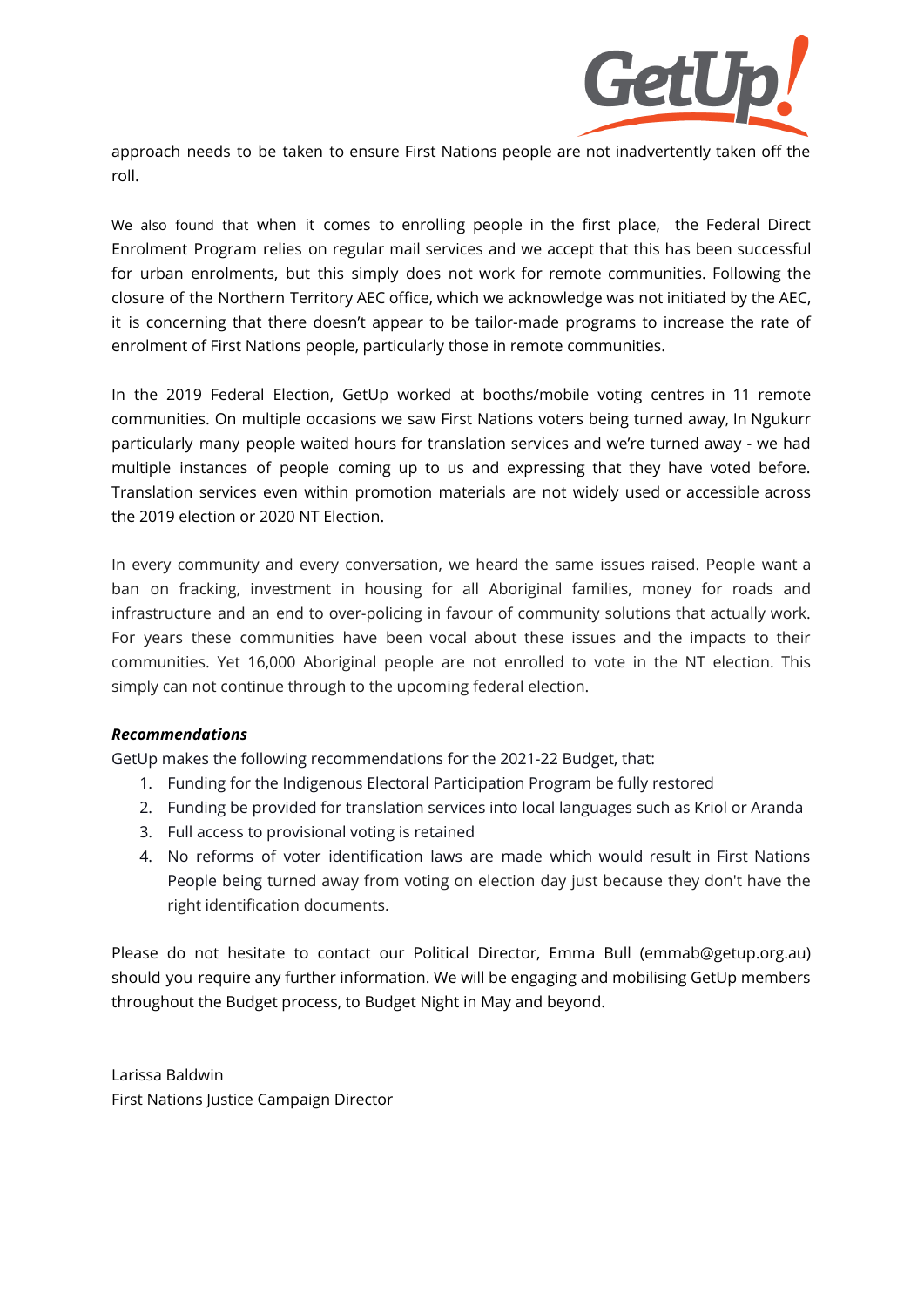approach needs to be taken to ensure First Nations people are not inadvertently taken off the roll.

We also found that when it comes to enrolling people in the first place, the Federal Direct Enrolment Program relies on regular mail services and we accept that this has been successful for urban enrolments, but this simply does not work for remote communities. Following the closure of the Northern Territory AEC office, which we acknowledge was not initiated by the AEC, it is concerning that there doesn't appear to be tailor-made programs to increase the rate of enrolment of First Nations people, particularly those in remote communities.

In the 2019 Federal Election, GetUp worked at booths/mobile voting centres in 11 remote communities. On multiple occasions we saw First Nations voters being turned away, In Ngukurr particularly many people waited hours for translation services and we're turned away - we had multiple instances of people coming up to us and expressing that they have voted before. Translation services even within promotion materials are not widely used or accessible across the 2019 election or 2020 NT Election.

In every community and every conversation, we heard the same issues raised. People want a ban on fracking, investment in housing for all Aboriginal families, money for roads and infrastructure and an end to over-policing in favour of community solutions that actually work. For years these communities have been vocal about these issues and the impacts to their communities. Yet 16,000 Aboriginal people are not enrolled to vote in the NT election. This simply can not continue through to the upcoming federal election.

***Recommendations***

GetUp makes the following recommendations for the 2021-22 Budget, that:

1. Funding for the Indigenous Electoral Participation Program be fully restored
2. Funding be provided for translation services into local languages such as Kriol or Aranda
3. Full access to provisional voting is retained
4. No reforms of voter identification laws are made which would result in First Nations People being turned away from voting on election day just because they don't have the right identification documents.

Please do not hesitate to contact our Political Director, Emma Bull (emmab@getup.org.au) should you require any further information. We will be engaging and mobilising GetUp members throughout the Budget process, to Budget Night in May and beyond.

Larissa Baldwin
First Nations Justice Campaign Director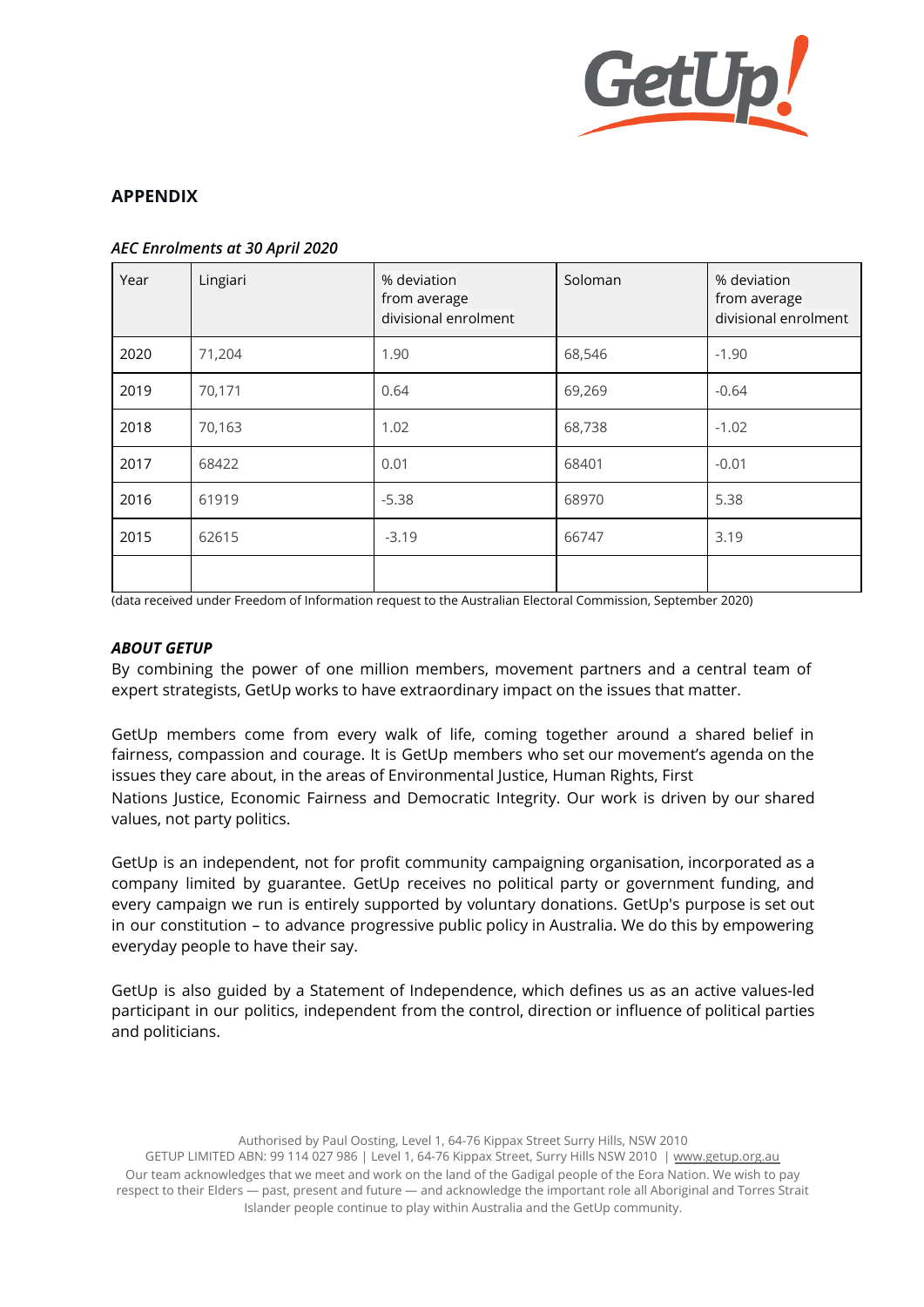## APPENDIX

*AEC Enrolments at 30 April 2020*

| Year | Lingiari | % deviation from average divisional enrolment | Soloman | % deviation from average divisional enrolment |
|---|---|---|---|---|
| 2020 | 71,204 | 1.90 | 68,546 | -1.90 |
| 2019 | 70,171 | 0.64 | 69,269 | -0.64 |
| 2018 | 70,163 | 1.02 | 68,738 | -1.02 |
| 2017 | 68422 | 0.01 | 68401 | -0.01 |
| 2016 | 61919 | -5.38 | 68970 | 5.38 |
| 2015 | 62615 | -3.19 | 66747 | 3.19 |
| | | | | |

(data received under Freedom of Information request to the Australian Electoral Commission, September 2020)

***ABOUT GETUP***

By combining the power of one million members, movement partners and a central team of expert strategists, GetUp works to have extraordinary impact on the issues that matter.

GetUp members come from every walk of life, coming together around a shared belief in fairness, compassion and courage. It is GetUp members who set our movement's agenda on the issues they care about, in the areas of Environmental Justice, Human Rights, First Nations Justice, Economic Fairness and Democratic Integrity. Our work is driven by our shared values, not party politics.

GetUp is an independent, not for profit community campaigning organisation, incorporated as a company limited by guarantee. GetUp receives no political party or government funding, and every campaign we run is entirely supported by voluntary donations. GetUp's purpose is set out in our constitution – to advance progressive public policy in Australia. We do this by empowering everyday people to have their say.

GetUp is also guided by a Statement of Independence, which defines us as an active values-led participant in our politics, independent from the control, direction or influence of political parties and politicians.

Authorised by Paul Oosting, Level 1, 64-76 Kippax Street Surry Hills, NSW 2010
GETUP LIMITED ABN: 99 114 027 986 | Level 1, 64-76 Kippax Street, Surry Hills NSW 2010 | www.getup.org.au
Our team acknowledges that we meet and work on the land of the Gadigal people of the Eora Nation. We wish to pay respect to their Elders — past, present and future — and acknowledge the important role all Aboriginal and Torres Strait Islander people continue to play within Australia and the GetUp community.